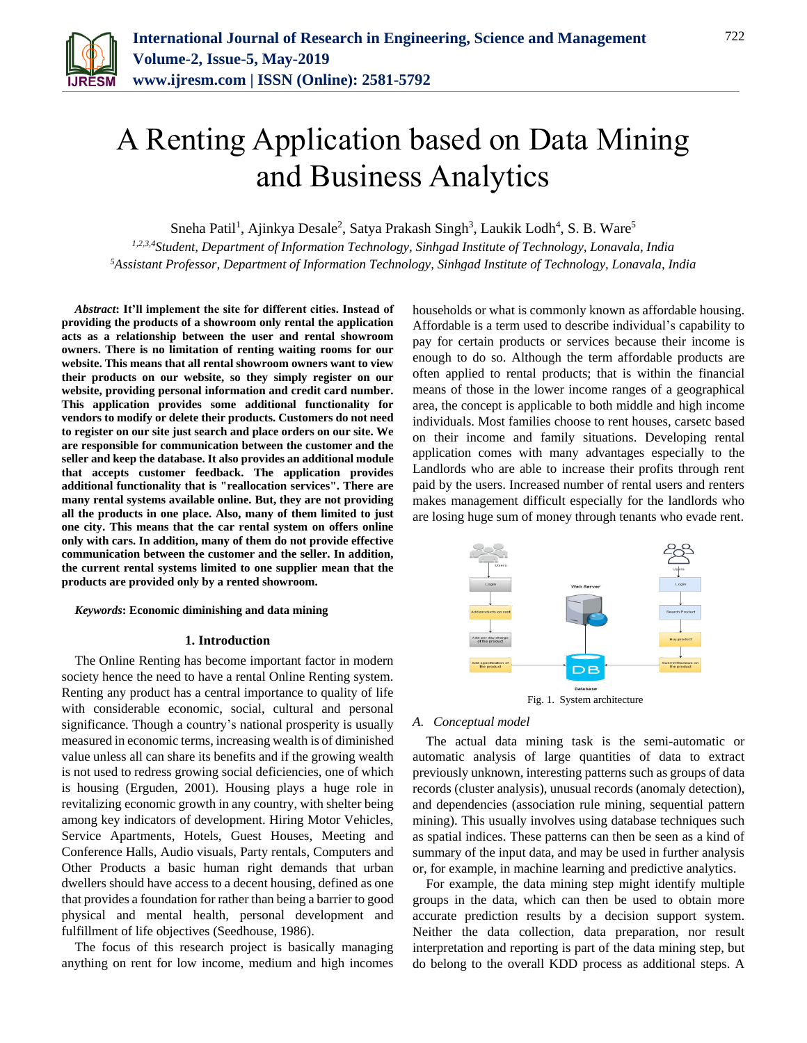# A Renting Application based on Data Mining and Business Analytics

Sneha Patil[1], Ajinkya Desale[2], Satya Prakash Singh[3], Laukik Lodh[4], S. B. Ware[5]

*[1,2,3,4]Student, Department of Information Technology, Sinhgad Institute of Technology, Lonavala, India*
*[5]Assistant Professor, Department of Information Technology, Sinhgad Institute of Technology, Lonavala, India*

***Abstract*: It'll implement the site for different cities. Instead of providing the products of a showroom only rental the application acts as a relationship between the user and rental showroom owners. There is no limitation of renting waiting rooms for our website. This means that all rental showroom owners want to view their products on our website, so they simply register on our website, providing personal information and credit card number. This application provides some additional functionality for vendors to modify or delete their products. Customers do not need to register on our site just search and place orders on our site. We are responsible for communication between the customer and the seller and keep the database. It also provides an additional module that accepts customer feedback. The application provides additional functionality that is "reallocation services". There are many rental systems available online. But, they are not providing all the products in one place. Also, many of them limited to just one city. This means that the car rental system on offers online only with cars. In addition, many of them do not provide effective communication between the customer and the seller. In addition, the current rental systems limited to one supplier mean that the products are provided only by a rented showroom.**

***Keywords*: Economic diminishing and data mining**

## 1. Introduction

The Online Renting has become important factor in modern society hence the need to have a rental Online Renting system. Renting any product has a central importance to quality of life with considerable economic, social, cultural and personal significance. Though a country's national prosperity is usually measured in economic terms, increasing wealth is of diminished value unless all can share its benefits and if the growing wealth is not used to redress growing social deficiencies, one of which is housing (Erguden, 2001). Housing plays a huge role in revitalizing economic growth in any country, with shelter being among key indicators of development. Hiring Motor Vehicles, Service Apartments, Hotels, Guest Houses, Meeting and Conference Halls, Audio visuals, Party rentals, Computers and Other Products a basic human right demands that urban dwellers should have access to a decent housing, defined as one that provides a foundation for rather than being a barrier to good physical and mental health, personal development and fulfillment of life objectives (Seedhouse, 1986).

The focus of this research project is basically managing anything on rent for low income, medium and high incomes households or what is commonly known as affordable housing. Affordable is a term used to describe individual's capability to pay for certain products or services because their income is enough to do so. Although the term affordable products are often applied to rental products; that is within the financial means of those in the lower income ranges of a geographical area, the concept is applicable to both middle and high income individuals. Most families choose to rent houses, carsetc based on their income and family situations. Developing rental application comes with many advantages especially to the Landlords who are able to increase their profits through rent paid by the users. Increased number of rental users and renters makes management difficult especially for the landlords who are losing huge sum of money through tenants who evade rent.

Fig. 1. System architecture

### A. Conceptual model

The actual data mining task is the semi-automatic or automatic analysis of large quantities of data to extract previously unknown, interesting patterns such as groups of data records (cluster analysis), unusual records (anomaly detection), and dependencies (association rule mining, sequential pattern mining). This usually involves using database techniques such as spatial indices. These patterns can then be seen as a kind of summary of the input data, and may be used in further analysis or, for example, in machine learning and predictive analytics.

For example, the data mining step might identify multiple groups in the data, which can then be used to obtain more accurate prediction results by a decision support system. Neither the data collection, data preparation, nor result interpretation and reporting is part of the data mining step, but do belong to the overall KDD process as additional steps. A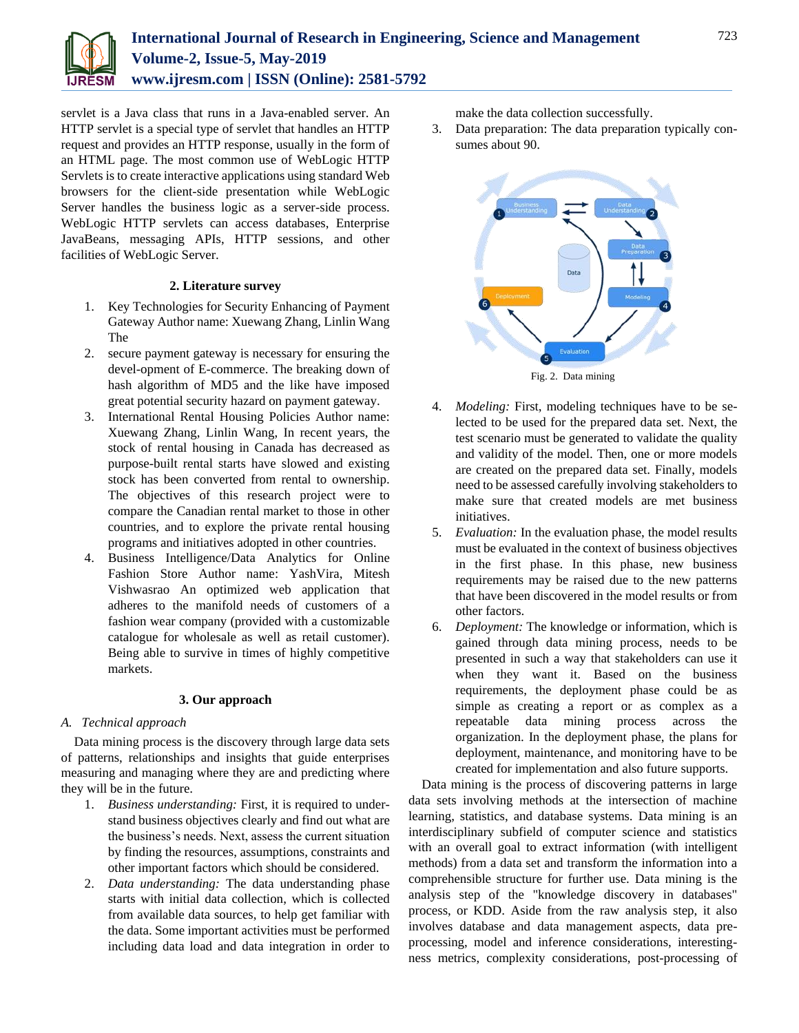servlet is a Java class that runs in a Java-enabled server. An HTTP servlet is a special type of servlet that handles an HTTP request and provides an HTTP response, usually in the form of an HTML page. The most common use of WebLogic HTTP Servlets is to create interactive applications using standard Web browsers for the client-side presentation while WebLogic Server handles the business logic as a server-side process. WebLogic HTTP servlets can access databases, Enterprise JavaBeans, messaging APIs, HTTP sessions, and other facilities of WebLogic Server.

## 2. Literature survey

1. Key Technologies for Security Enhancing of Payment Gateway Author name: Xuewang Zhang, Linlin Wang The
2. secure payment gateway is necessary for ensuring the devel-opment of E-commerce. The breaking down of hash algorithm of MD5 and the like have imposed great potential security hazard on payment gateway.
3. International Rental Housing Policies Author name: Xuewang Zhang, Linlin Wang, In recent years, the stock of rental housing in Canada has decreased as purpose-built rental starts have slowed and existing stock has been converted from rental to ownership. The objectives of this research project were to compare the Canadian rental market to those in other countries, and to explore the private rental housing programs and initiatives adopted in other countries.
4. Business Intelligence/Data Analytics for Online Fashion Store Author name: YashVira, Mitesh Vishwasrao An optimized web application that adheres to the manifold needs of customers of a fashion wear company (provided with a customizable catalogue for wholesale as well as retail customer). Being able to survive in times of highly competitive markets.

## 3. Our approach

### A. Technical approach

Data mining process is the discovery through large data sets of patterns, relationships and insights that guide enterprises measuring and managing where they are and predicting where they will be in the future.

1. *Business understanding:* First, it is required to understand business objectives clearly and find out what are the business's needs. Next, assess the current situation by finding the resources, assumptions, constraints and other important factors which should be considered.
2. *Data understanding:* The data understanding phase starts with initial data collection, which is collected from available data sources, to help get familiar with the data. Some important activities must be performed including data load and data integration in order to make the data collection successfully.
3. Data preparation: The data preparation typically consumes about 90.

Fig. 2. Data mining

4. *Modeling:* First, modeling techniques have to be selected to be used for the prepared data set. Next, the test scenario must be generated to validate the quality and validity of the model. Then, one or more models are created on the prepared data set. Finally, models need to be assessed carefully involving stakeholders to make sure that created models are met business initiatives.
5. *Evaluation:* In the evaluation phase, the model results must be evaluated in the context of business objectives in the first phase. In this phase, new business requirements may be raised due to the new patterns that have been discovered in the model results or from other factors.
6. *Deployment:* The knowledge or information, which is gained through data mining process, needs to be presented in such a way that stakeholders can use it when they want it. Based on the business requirements, the deployment phase could be as simple as creating a report or as complex as a repeatable data mining process across the organization. In the deployment phase, the plans for deployment, maintenance, and monitoring have to be created for implementation and also future supports.

Data mining is the process of discovering patterns in large data sets involving methods at the intersection of machine learning, statistics, and database systems. Data mining is an interdisciplinary subfield of computer science and statistics with an overall goal to extract information (with intelligent methods) from a data set and transform the information into a comprehensible structure for further use. Data mining is the analysis step of the "knowledge discovery in databases" process, or KDD. Aside from the raw analysis step, it also involves database and data management aspects, data pre-processing, model and inference considerations, interestingness metrics, complexity considerations, post-processing of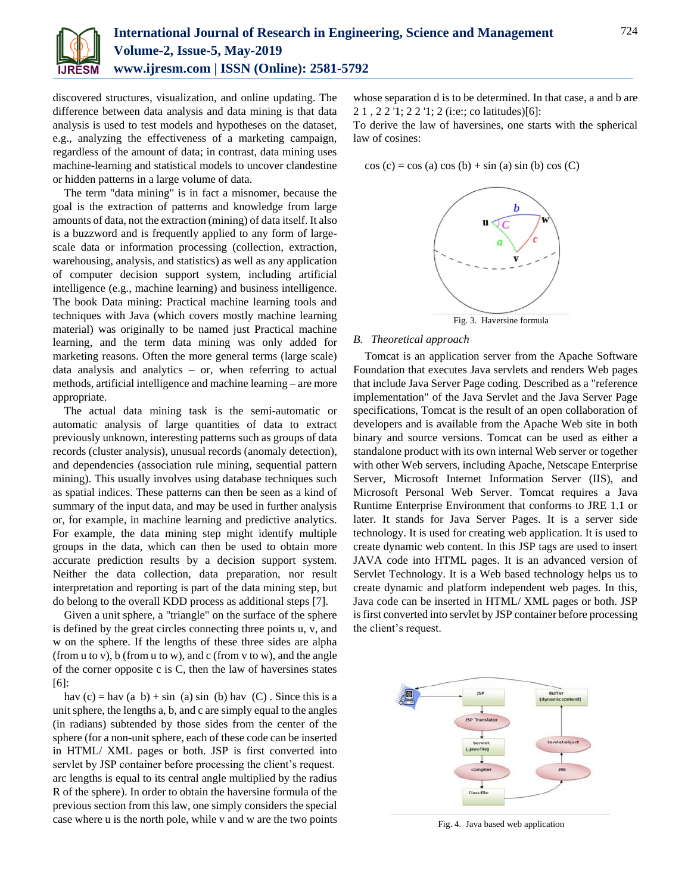discovered structures, visualization, and online updating. The difference between data analysis and data mining is that data analysis is used to test models and hypotheses on the dataset, e.g., analyzing the effectiveness of a marketing campaign, regardless of the amount of data; in contrast, data mining uses machine-learning and statistical models to uncover clandestine or hidden patterns in a large volume of data.

The term "data mining" is in fact a misnomer, because the goal is the extraction of patterns and knowledge from large amounts of data, not the extraction (mining) of data itself. It also is a buzzword and is frequently applied to any form of large-scale data or information processing (collection, extraction, warehousing, analysis, and statistics) as well as any application of computer decision support system, including artificial intelligence (e.g., machine learning) and business intelligence. The book Data mining: Practical machine learning tools and techniques with Java (which covers mostly machine learning material) was originally to be named just Practical machine learning, and the term data mining was only added for marketing reasons. Often the more general terms (large scale) data analysis and analytics – or, when referring to actual methods, artificial intelligence and machine learning – are more appropriate.

The actual data mining task is the semi-automatic or automatic analysis of large quantities of data to extract previously unknown, interesting patterns such as groups of data records (cluster analysis), unusual records (anomaly detection), and dependencies (association rule mining, sequential pattern mining). This usually involves using database techniques such as spatial indices. These patterns can then be seen as a kind of summary of the input data, and may be used in further analysis or, for example, in machine learning and predictive analytics. For example, the data mining step might identify multiple groups in the data, which can then be used to obtain more accurate prediction results by a decision support system. Neither the data collection, data preparation, nor result interpretation and reporting is part of the data mining step, but do belong to the overall KDD process as additional steps [7].

Given a unit sphere, a "triangle" on the surface of the sphere is defined by the great circles connecting three points u, v, and w on the sphere. If the lengths of these three sides are alpha (from u to v), b (from u to w), and c (from v to w), and the angle of the corner opposite c is C, then the law of haversines states [6]:

hav (c) = hav (a b) + sin (a) sin (b) hav (C) . Since this is a unit sphere, the lengths a, b, and c are simply equal to the angles (in radians) subtended by those sides from the center of the sphere (for a non-unit sphere, each of these code can be inserted in HTML/ XML pages or both. JSP is first converted into servlet by JSP container before processing the client's request. arc lengths is equal to its central angle multiplied by the radius R of the sphere). In order to obtain the haversine formula of the previous section from this law, one simply considers the special case where u is the north pole, while v and w are the two points whose separation d is to be determined. In that case, a and b are 2 1 , 2 2 '1; 2 2 '1; 2 (i:e:; co latitudes)[6]:

To derive the law of haversines, one starts with the spherical law of cosines:

$$\cos(c) = \cos(a)\cos(b) + \sin(a)\sin(b)\cos(C)$$

Fig. 3. Haversine formula

*B. Theoretical approach*

Tomcat is an application server from the Apache Software Foundation that executes Java servlets and renders Web pages that include Java Server Page coding. Described as a "reference implementation" of the Java Servlet and the Java Server Page specifications, Tomcat is the result of an open collaboration of developers and is available from the Apache Web site in both binary and source versions. Tomcat can be used as either a standalone product with its own internal Web server or together with other Web servers, including Apache, Netscape Enterprise Server, Microsoft Internet Information Server (IIS), and Microsoft Personal Web Server. Tomcat requires a Java Runtime Enterprise Environment that conforms to JRE 1.1 or later. It stands for Java Server Pages. It is a server side technology. It is used for creating web application. It is used to create dynamic web content. In this JSP tags are used to insert JAVA code into HTML pages. It is an advanced version of Servlet Technology. It is a Web based technology helps us to create dynamic and platform independent web pages. In this, Java code can be inserted in HTML/ XML pages or both. JSP is first converted into servlet by JSP container before processing the client's request.

Fig. 4. Java based web application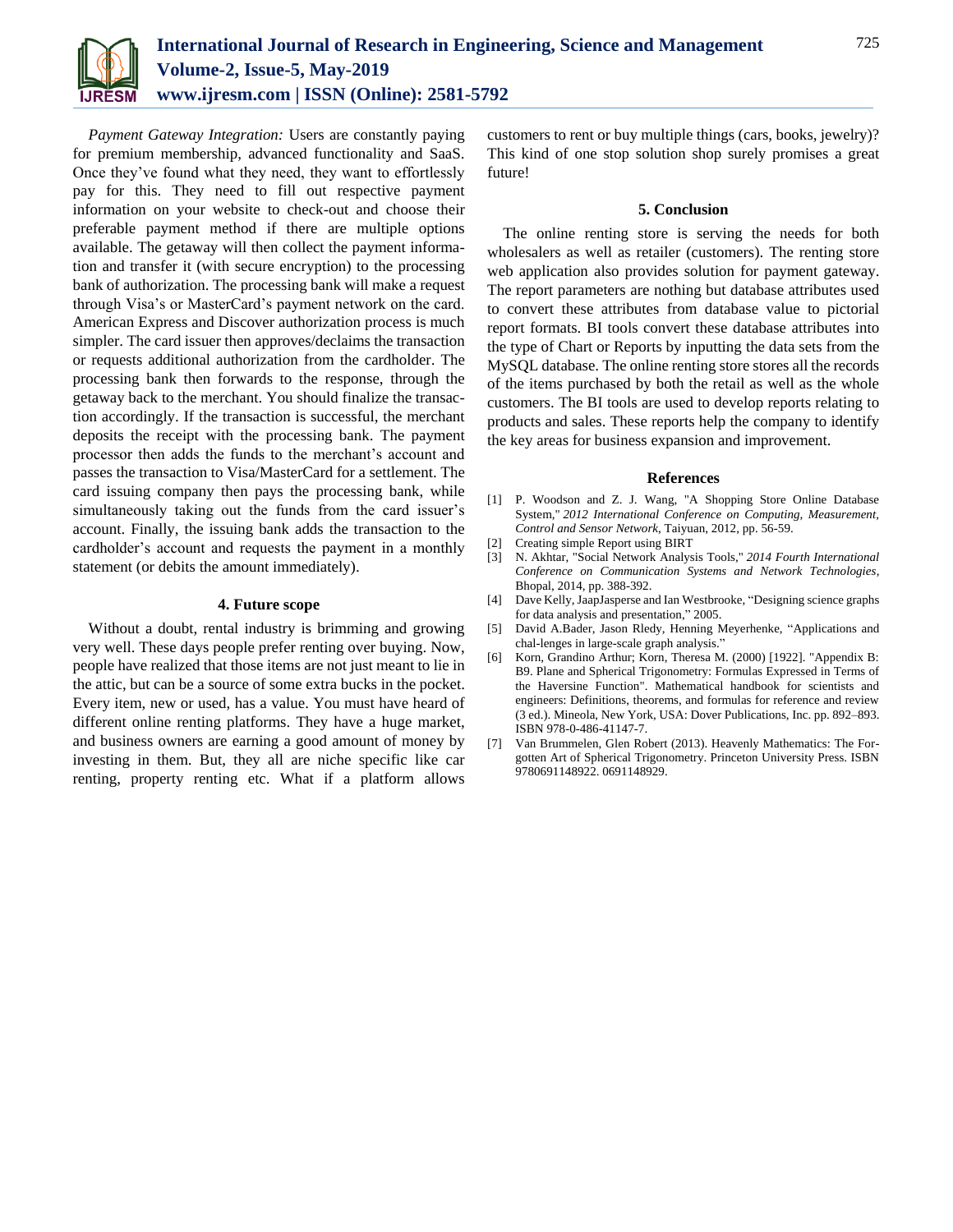*Payment Gateway Integration:* Users are constantly paying for premium membership, advanced functionality and SaaS. Once they've found what they need, they want to effortlessly pay for this. They need to fill out respective payment information on your website to check-out and choose their preferable payment method if there are multiple options available. The getaway will then collect the payment information and transfer it (with secure encryption) to the processing bank of authorization. The processing bank will make a request through Visa's or MasterCard's payment network on the card. American Express and Discover authorization process is much simpler. The card issuer then approves/declaims the transaction or requests additional authorization from the cardholder. The processing bank then forwards to the response, through the getaway back to the merchant. You should finalize the transaction accordingly. If the transaction is successful, the merchant deposits the receipt with the processing bank. The payment processor then adds the funds to the merchant's account and passes the transaction to Visa/MasterCard for a settlement. The card issuing company then pays the processing bank, while simultaneously taking out the funds from the card issuer's account. Finally, the issuing bank adds the transaction to the cardholder's account and requests the payment in a monthly statement (or debits the amount immediately).

## 4. Future scope

Without a doubt, rental industry is brimming and growing very well. These days people prefer renting over buying. Now, people have realized that those items are not just meant to lie in the attic, but can be a source of some extra bucks in the pocket. Every item, new or used, has a value. You must have heard of different online renting platforms. They have a huge market, and business owners are earning a good amount of money by investing in them. But, they all are niche specific like car renting, property renting etc. What if a platform allows customers to rent or buy multiple things (cars, books, jewelry)? This kind of one stop solution shop surely promises a great future!

## 5. Conclusion

The online renting store is serving the needs for both wholesalers as well as retailer (customers). The renting store web application also provides solution for payment gateway. The report parameters are nothing but database attributes used to convert these attributes from database value to pictorial report formats. BI tools convert these database attributes into the type of Chart or Reports by inputting the data sets from the MySQL database. The online renting store stores all the records of the items purchased by both the retail as well as the whole customers. The BI tools are used to develop reports relating to products and sales. These reports help the company to identify the key areas for business expansion and improvement.

## References

[1] P. Woodson and Z. J. Wang, "A Shopping Store Online Database System," *2012 International Conference on Computing, Measurement, Control and Sensor Network*, Taiyuan, 2012, pp. 56-59.

[2] Creating simple Report using BIRT

[3] N. Akhtar, "Social Network Analysis Tools," *2014 Fourth International Conference on Communication Systems and Network Technologies*, Bhopal, 2014, pp. 388-392.

[4] Dave Kelly, JaapJasperse and Ian Westbrooke, "Designing science graphs for data analysis and presentation," 2005.

[5] David A.Bader, Jason Rledy, Henning Meyerhenke, "Applications and chal-lenges in large-scale graph analysis."

[6] Korn, Grandino Arthur; Korn, Theresa M. (2000) [1922]. "Appendix B: B9. Plane and Spherical Trigonometry: Formulas Expressed in Terms of the Haversine Function". Mathematical handbook for scientists and engineers: Definitions, theorems, and formulas for reference and review (3 ed.). Mineola, New York, USA: Dover Publications, Inc. pp. 892–893. ISBN 978-0-486-41147-7.

[7] Van Brummelen, Glen Robert (2013). Heavenly Mathematics: The For-gotten Art of Spherical Trigonometry. Princeton University Press. ISBN 9780691148922. 0691148929.